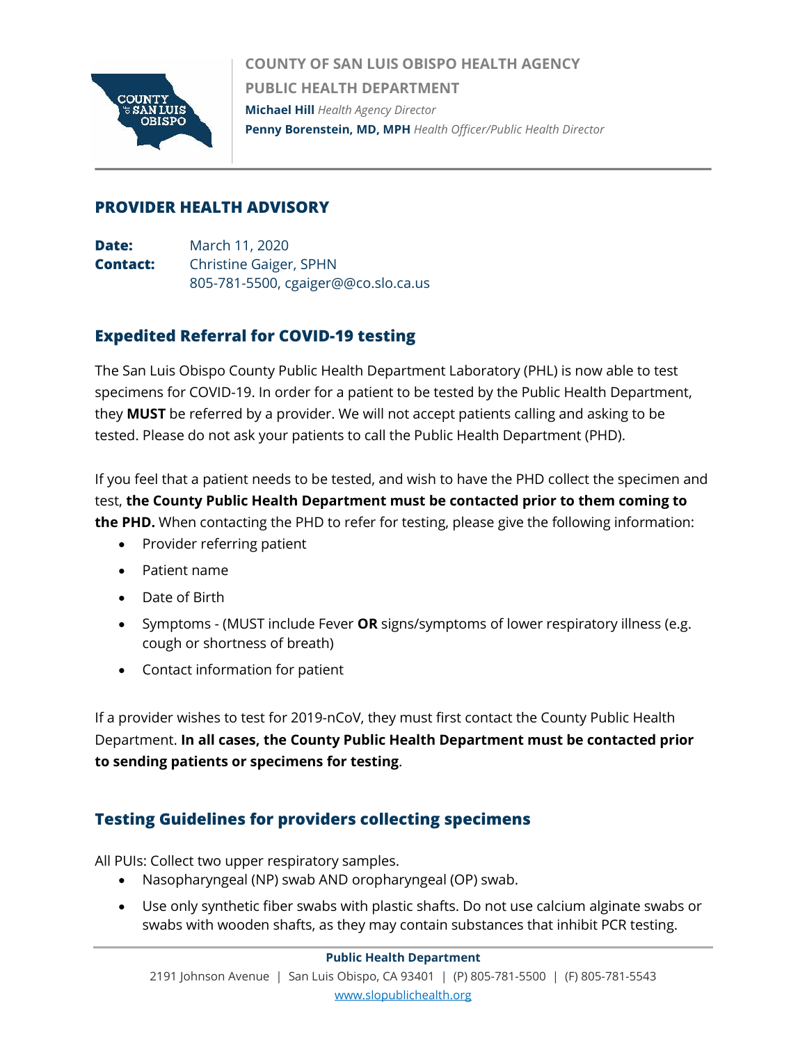**COUNTY OF SAN LUIS OBISPO HEALTH AGENCY**
**PUBLIC HEALTH DEPARTMENT**
**Michael Hill** *Health Agency Director*
**Penny Borenstein, MD, MPH** *Health Officer/Public Health Director*

## PROVIDER HEALTH ADVISORY

**Date:** March 11, 2020
**Contact:** Christine Gaiger, SPHN
805-781-5500, cgaiger@@co.slo.ca.us

## Expedited Referral for COVID-19 testing

The San Luis Obispo County Public Health Department Laboratory (PHL) is now able to test specimens for COVID-19. In order for a patient to be tested by the Public Health Department, they **MUST** be referred by a provider. We will not accept patients calling and asking to be tested. Please do not ask your patients to call the Public Health Department (PHD).

If you feel that a patient needs to be tested, and wish to have the PHD collect the specimen and test, **the County Public Health Department must be contacted prior to them coming to the PHD.** When contacting the PHD to refer for testing, please give the following information:

- Provider referring patient
- Patient name
- Date of Birth
- Symptoms - (MUST include Fever **OR** signs/symptoms of lower respiratory illness (e.g. cough or shortness of breath)
- Contact information for patient

If a provider wishes to test for 2019-nCoV, they must first contact the County Public Health Department. **In all cases, the County Public Health Department must be contacted prior to sending patients or specimens for testing**.

## Testing Guidelines for providers collecting specimens

All PUIs: Collect two upper respiratory samples.

- Nasopharyngeal (NP) swab AND oropharyngeal (OP) swab.
- Use only synthetic fiber swabs with plastic shafts. Do not use calcium alginate swabs or swabs with wooden shafts, as they may contain substances that inhibit PCR testing.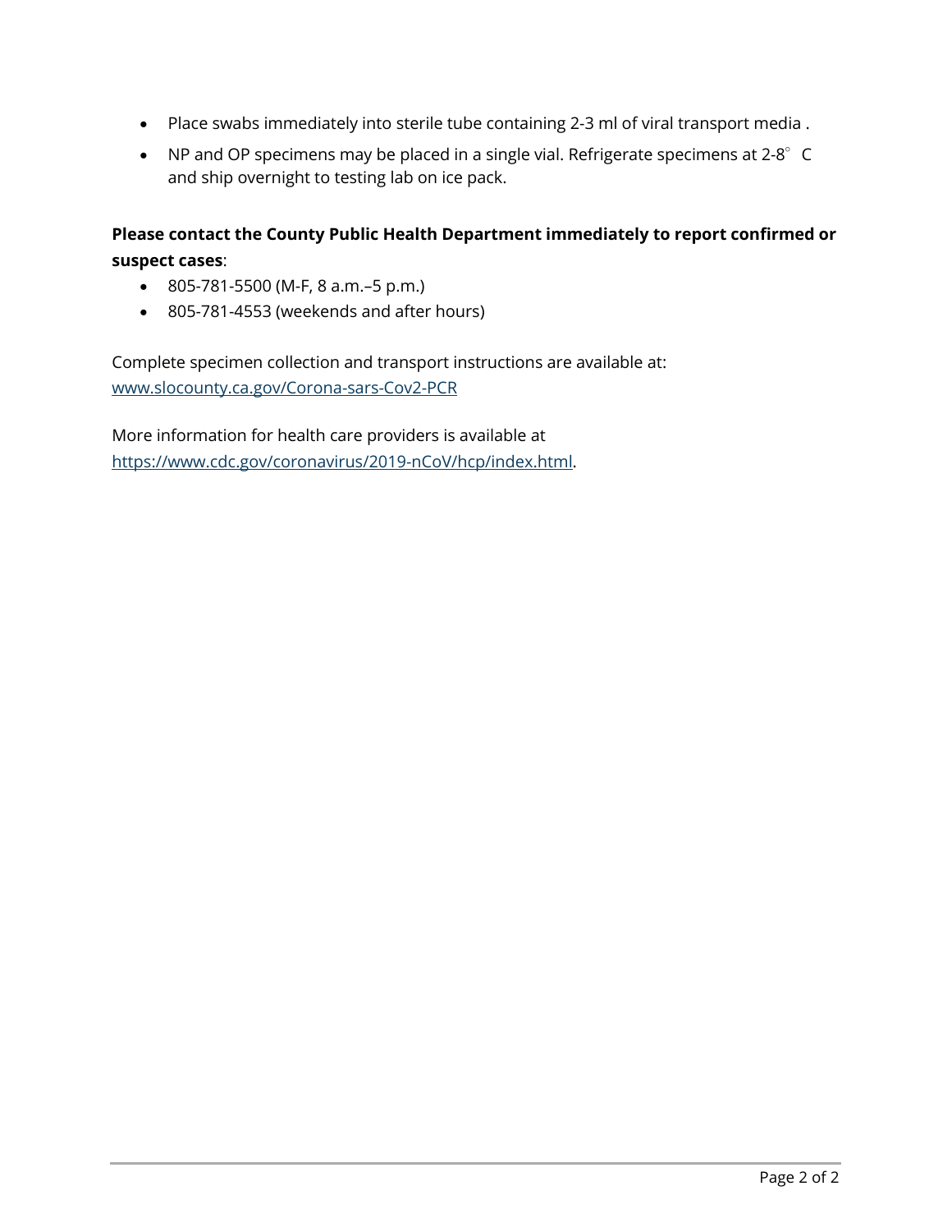- Place swabs immediately into sterile tube containing 2-3 ml of viral transport media .
- NP and OP specimens may be placed in a single vial. Refrigerate specimens at 2-8° C and ship overnight to testing lab on ice pack.

**Please contact the County Public Health Department immediately to report confirmed or suspect cases**:

- 805-781-5500 (M-F, 8 a.m.–5 p.m.)
- 805-781-4553 (weekends and after hours)

Complete specimen collection and transport instructions are available at: [www.slocounty.ca.gov/Corona-sars-Cov2-PCR](www.slocounty.ca.gov/Corona-sars-Cov2-PCR)

More information for health care providers is available at [https://www.cdc.gov/coronavirus/2019-nCoV/hcp/index.html](https://www.cdc.gov/coronavirus/2019-nCoV/hcp/index.html).